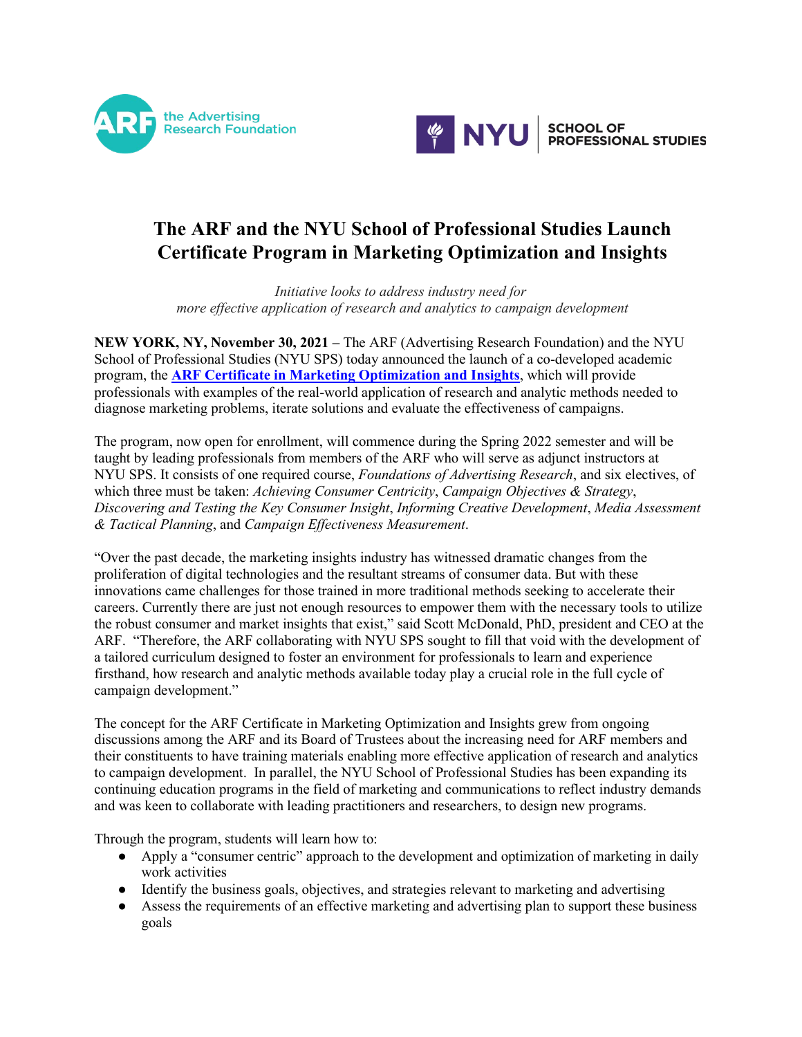# The ARF and the NYU School of Professional Studies Launch Certificate Program in Marketing Optimization and Insights

*Initiative looks to address industry need for more effective application of research and analytics to campaign development*

**NEW YORK, NY, November 30, 2021 –** The ARF (Advertising Research Foundation) and the NYU School of Professional Studies (NYU SPS) today announced the launch of a co-developed academic program, the **ARF Certificate in Marketing Optimization and Insights**, which will provide professionals with examples of the real-world application of research and analytic methods needed to diagnose marketing problems, iterate solutions and evaluate the effectiveness of campaigns.

The program, now open for enrollment, will commence during the Spring 2022 semester and will be taught by leading professionals from members of the ARF who will serve as adjunct instructors at NYU SPS. It consists of one required course, *Foundations of Advertising Research*, and six electives, of which three must be taken: *Achieving Consumer Centricity*, *Campaign Objectives & Strategy*, *Discovering and Testing the Key Consumer Insight*, *Informing Creative Development*, *Media Assessment & Tactical Planning*, and *Campaign Effectiveness Measurement*.

"Over the past decade, the marketing insights industry has witnessed dramatic changes from the proliferation of digital technologies and the resultant streams of consumer data. But with these innovations came challenges for those trained in more traditional methods seeking to accelerate their careers. Currently there are just not enough resources to empower them with the necessary tools to utilize the robust consumer and market insights that exist," said Scott McDonald, PhD, president and CEO at the ARF. "Therefore, the ARF collaborating with NYU SPS sought to fill that void with the development of a tailored curriculum designed to foster an environment for professionals to learn and experience firsthand, how research and analytic methods available today play a crucial role in the full cycle of campaign development."

The concept for the ARF Certificate in Marketing Optimization and Insights grew from ongoing discussions among the ARF and its Board of Trustees about the increasing need for ARF members and their constituents to have training materials enabling more effective application of research and analytics to campaign development. In parallel, the NYU School of Professional Studies has been expanding its continuing education programs in the field of marketing and communications to reflect industry demands and was keen to collaborate with leading practitioners and researchers, to design new programs.

Through the program, students will learn how to:

- Apply a "consumer centric" approach to the development and optimization of marketing in daily work activities
- Identify the business goals, objectives, and strategies relevant to marketing and advertising
- Assess the requirements of an effective marketing and advertising plan to support these business goals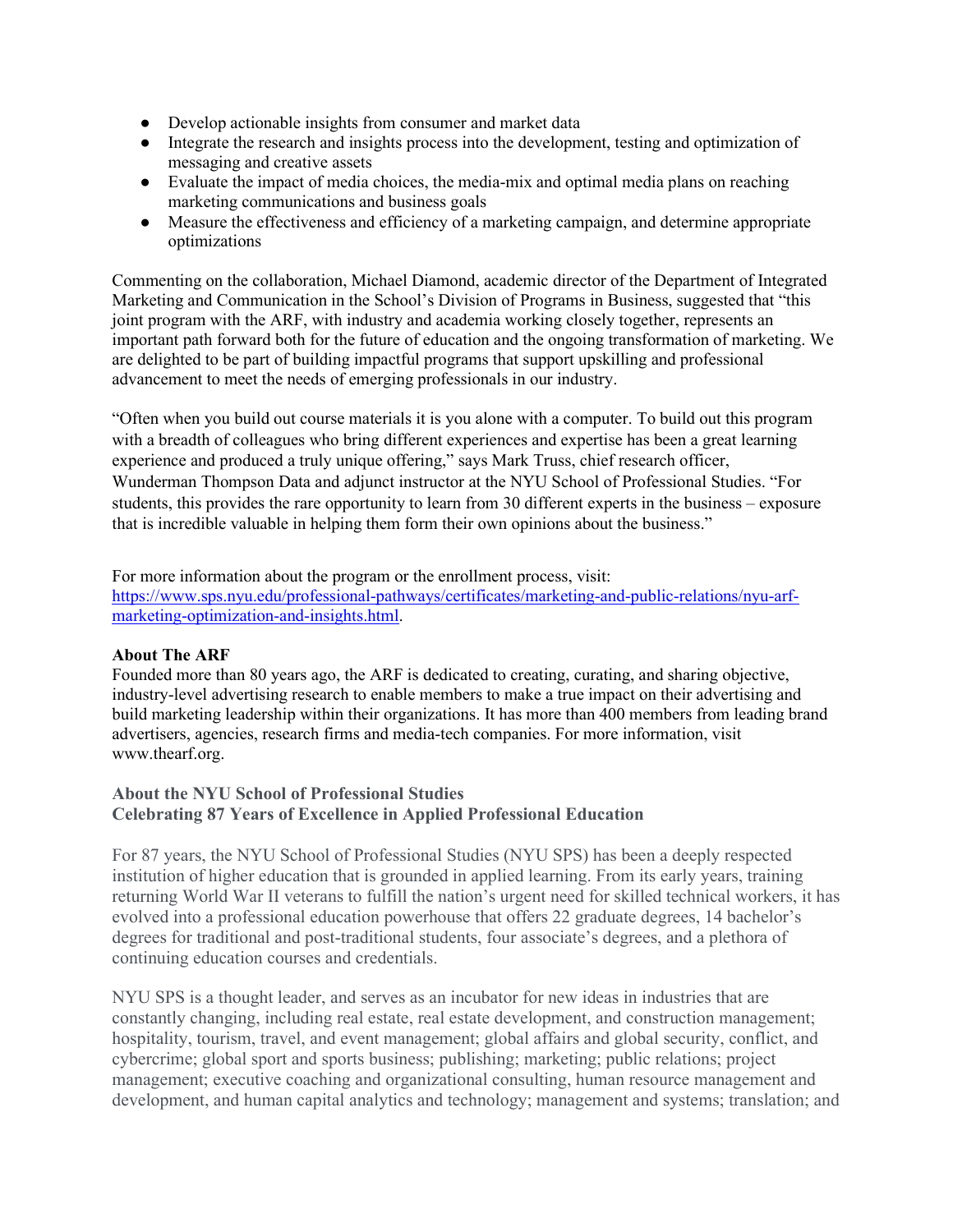- Develop actionable insights from consumer and market data
- Integrate the research and insights process into the development, testing and optimization of messaging and creative assets
- Evaluate the impact of media choices, the media-mix and optimal media plans on reaching marketing communications and business goals
- Measure the effectiveness and efficiency of a marketing campaign, and determine appropriate optimizations

Commenting on the collaboration, Michael Diamond, academic director of the Department of Integrated Marketing and Communication in the School's Division of Programs in Business, suggested that "this joint program with the ARF, with industry and academia working closely together, represents an important path forward both for the future of education and the ongoing transformation of marketing. We are delighted to be part of building impactful programs that support upskilling and professional advancement to meet the needs of emerging professionals in our industry.

"Often when you build out course materials it is you alone with a computer. To build out this program with a breadth of colleagues who bring different experiences and expertise has been a great learning experience and produced a truly unique offering," says Mark Truss, chief research officer, Wunderman Thompson Data and adjunct instructor at the NYU School of Professional Studies. "For students, this provides the rare opportunity to learn from 30 different experts in the business – exposure that is incredible valuable in helping them form their own opinions about the business."

For more information about the program or the enrollment process, visit: [https://www.sps.nyu.edu/professional-pathways/certificates/marketing-and-public-relations/nyu-arf-marketing-optimization-and-insights.html](https://www.sps.nyu.edu/professional-pathways/certificates/marketing-and-public-relations/nyu-arf-marketing-optimization-and-insights.html).

**About The ARF**

Founded more than 80 years ago, the ARF is dedicated to creating, curating, and sharing objective, industry-level advertising research to enable members to make a true impact on their advertising and build marketing leadership within their organizations. It has more than 400 members from leading brand advertisers, agencies, research firms and media-tech companies. For more information, visit www.thearf.org.

**About the NYU School of Professional Studies**
**Celebrating 87 Years of Excellence in Applied Professional Education**

For 87 years, the NYU School of Professional Studies (NYU SPS) has been a deeply respected institution of higher education that is grounded in applied learning. From its early years, training returning World War II veterans to fulfill the nation's urgent need for skilled technical workers, it has evolved into a professional education powerhouse that offers 22 graduate degrees, 14 bachelor's degrees for traditional and post-traditional students, four associate's degrees, and a plethora of continuing education courses and credentials.

NYU SPS is a thought leader, and serves as an incubator for new ideas in industries that are constantly changing, including real estate, real estate development, and construction management; hospitality, tourism, travel, and event management; global affairs and global security, conflict, and cybercrime; global sport and sports business; publishing; marketing; public relations; project management; executive coaching and organizational consulting, human resource management and development, and human capital analytics and technology; management and systems; translation; and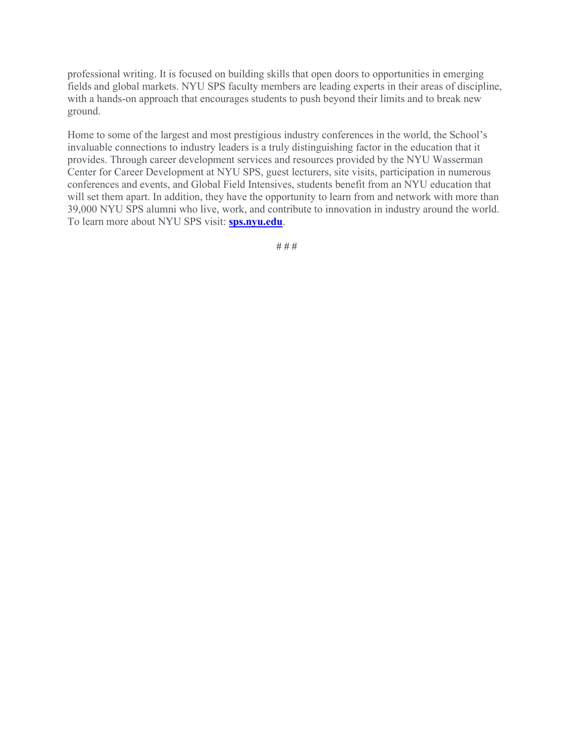professional writing. It is focused on building skills that open doors to opportunities in emerging fields and global markets. NYU SPS faculty members are leading experts in their areas of discipline, with a hands-on approach that encourages students to push beyond their limits and to break new ground.

Home to some of the largest and most prestigious industry conferences in the world, the School's invaluable connections to industry leaders is a truly distinguishing factor in the education that it provides. Through career development services and resources provided by the NYU Wasserman Center for Career Development at NYU SPS, guest lecturers, site visits, participation in numerous conferences and events, and Global Field Intensives, students benefit from an NYU education that will set them apart. In addition, they have the opportunity to learn from and network with more than 39,000 NYU SPS alumni who live, work, and contribute to innovation in industry around the world. To learn more about NYU SPS visit: **sps.nyu.edu**.

# # #